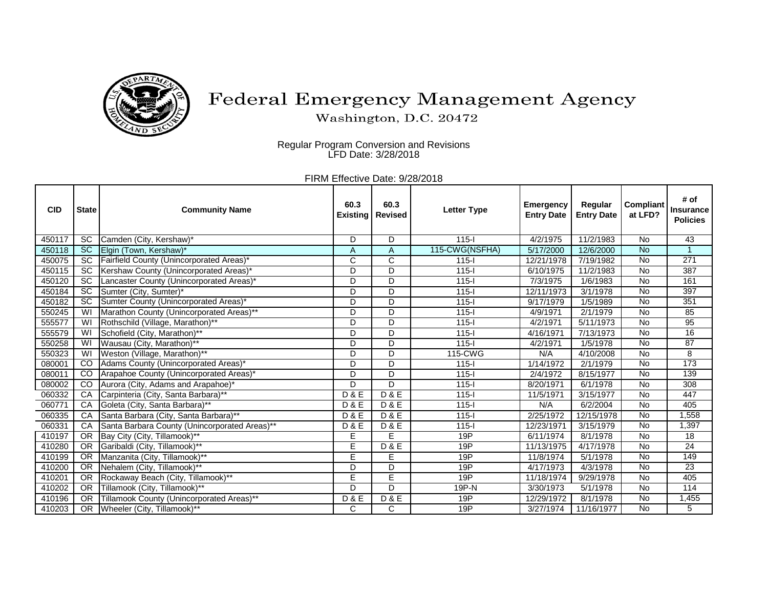# Federal Emergency Management Agency

Washington, D.C. 20472

Regular Program Conversion and Revisions
LFD Date: 3/28/2018

FIRM Effective Date: 9/28/2018

| CID | State | Community Name | 60.3 Existing | 60.3 Revised | Letter Type | Emergency Entry Date | Regular Entry Date | Compliant at LFD? | # of Insurance Policies |
|---|---|---|---|---|---|---|---|---|---|
| 450117 | SC | Camden (City, Kershaw)* | D | D | 115-I | 4/2/1975 | 11/2/1983 | No | 43 |
| 450118 | SC | Elgin (Town, Kershaw)* | A | A | 115-CWG(NSFHA) | 5/17/2000 | 12/6/2000 | No | 1 |
| 450075 | SC | Fairfield County (Unincorporated Areas)* | C | C | 115-I | 12/21/1978 | 7/19/1982 | No | 271 |
| 450115 | SC | Kershaw County (Unincorporated Areas)* | D | D | 115-I | 6/10/1975 | 11/2/1983 | No | 387 |
| 450120 | SC | Lancaster County (Unincorporated Areas)* | D | D | 115-I | 7/3/1975 | 1/6/1983 | No | 161 |
| 450184 | SC | Sumter (City, Sumter)* | D | D | 115-I | 12/11/1973 | 3/1/1978 | No | 397 |
| 450182 | SC | Sumter County (Unincorporated Areas)* | D | D | 115-I | 9/17/1979 | 1/5/1989 | No | 351 |
| 550245 | WI | Marathon County (Unincorporated Areas)** | D | D | 115-I | 4/9/1971 | 2/1/1979 | No | 85 |
| 555577 | WI | Rothschild (Village, Marathon)** | D | D | 115-I | 4/2/1971 | 5/11/1973 | No | 95 |
| 555579 | WI | Schofield (City, Marathon)** | D | D | 115-I | 4/16/1971 | 7/13/1973 | No | 16 |
| 550258 | WI | Wausau (City, Marathon)** | D | D | 115-I | 4/2/1971 | 1/5/1978 | No | 87 |
| 550323 | WI | Weston (Village, Marathon)** | D | D | 115-CWG | N/A | 4/10/2008 | No | 8 |
| 080001 | CO | Adams County (Unincorporated Areas)* | D | D | 115-I | 1/14/1972 | 2/1/1979 | No | 173 |
| 080011 | CO | Arapahoe County (Unincorporated Areas)* | D | D | 115-I | 2/4/1972 | 8/15/1977 | No | 139 |
| 080002 | CO | Aurora (City, Adams and Arapahoe)* | D | D | 115-I | 8/20/1971 | 6/1/1978 | No | 308 |
| 060332 | CA | Carpinteria (City, Santa Barbara)** | D & E | D & E | 115-I | 11/5/1971 | 3/15/1977 | No | 447 |
| 060771 | CA | Goleta (City, Santa Barbara)** | D & E | D & E | 115-I | N/A | 6/2/2004 | No | 405 |
| 060335 | CA | Santa Barbara (City, Santa Barbara)** | D & E | D & E | 115-I | 2/25/1972 | 12/15/1978 | No | 1,558 |
| 060331 | CA | Santa Barbara County (Unincorporated Areas)** | D & E | D & E | 115-I | 12/23/1971 | 3/15/1979 | No | 1,397 |
| 410197 | OR | Bay City (City, Tillamook)** | E | E | 19P | 6/11/1974 | 8/1/1978 | No | 18 |
| 410280 | OR | Garibaldi (City, Tillamook)** | E | D & E | 19P | 11/13/1975 | 4/17/1978 | No | 24 |
| 410199 | OR | Manzanita (City, Tillamook)** | E | E | 19P | 11/8/1974 | 5/1/1978 | No | 149 |
| 410200 | OR | Nehalem (City, Tillamook)** | D | D | 19P | 4/17/1973 | 4/3/1978 | No | 23 |
| 410201 | OR | Rockaway Beach (City, Tillamook)** | E | E | 19P | 11/18/1974 | 9/29/1978 | No | 405 |
| 410202 | OR | Tillamook (City, Tillamook)** | D | D | 19P-N | 3/30/1973 | 5/1/1978 | No | 114 |
| 410196 | OR | Tillamook County (Unincorporated Areas)** | D & E | D & E | 19P | 12/29/1972 | 8/1/1978 | No | 1,455 |
| 410203 | OR | Wheeler (City, Tillamook)** | C | C | 19P | 3/27/1974 | 11/16/1977 | No | 5 |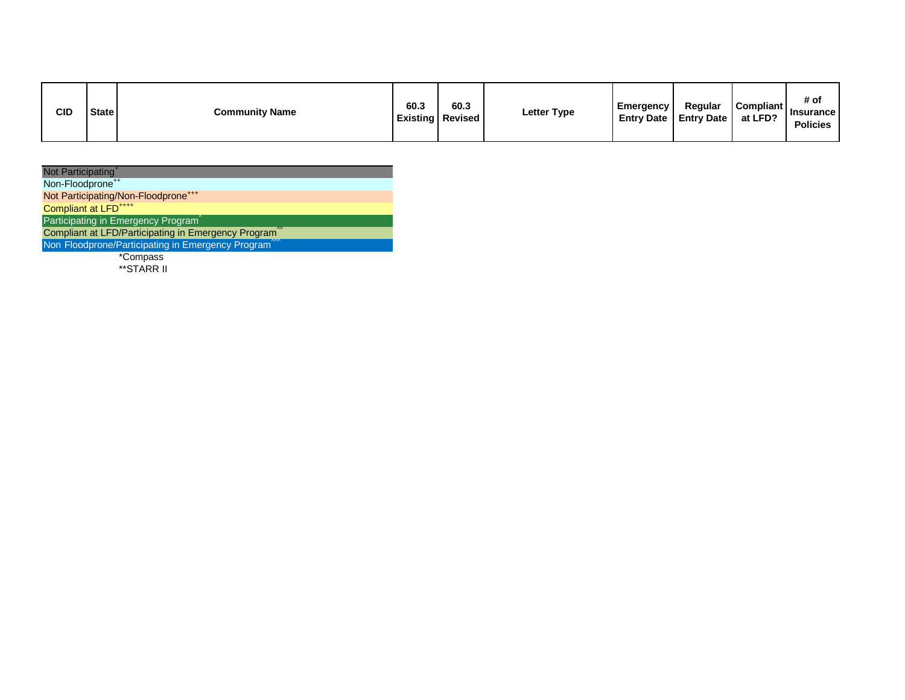| CID | State | Community Name | 60.3 Existing | 60.3 Revised | Letter Type | Emergency Entry Date | Regular Entry Date | Compliant at LFD? | # of Insurance Policies |
|---|---|---|---|---|---|---|---|---|---|

Not Participating[+]

Non-Floodprone[++]

Not Participating/Non-Floodprone[+++]

Compliant at LFD[++++]

Participating in Emergency Program[^]

Compliant at LFD/Participating in Emergency Program[^^]

Non Floodprone/Participating in Emergency Program[^^^]

*Compass

**STARR II